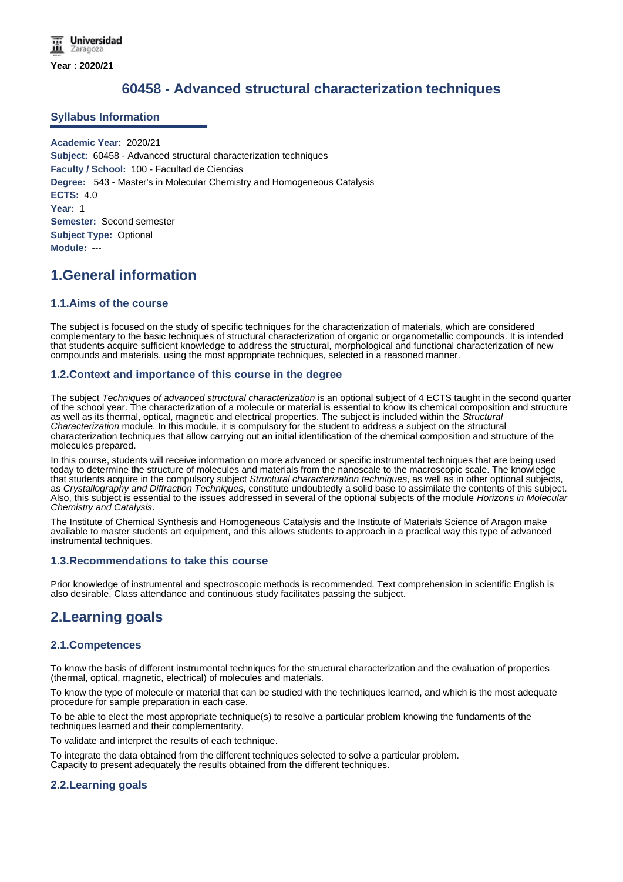Universidad Zaragoza

**Year : 2020/21**

# 60458 - Advanced structural characterization techniques

## Syllabus Information

**Academic Year:** 2020/21
**Subject:** 60458 - Advanced structural characterization techniques
**Faculty / School:** 100 - Facultad de Ciencias
**Degree:** 543 - Master's in Molecular Chemistry and Homogeneous Catalysis
**ECTS:** 4.0
**Year:** 1
**Semester:** Second semester
**Subject Type:** Optional
**Module:** ---

## 1.General information

### 1.1.Aims of the course

The subject is focused on the study of specific techniques for the characterization of materials, which are considered complementary to the basic techniques of structural characterization of organic or organometallic compounds. It is intended that students acquire sufficient knowledge to address the structural, morphological and functional characterization of new compounds and materials, using the most appropriate techniques, selected in a reasoned manner.

### 1.2.Context and importance of this course in the degree

The subject *Techniques of advanced structural characterization* is an optional subject of 4 ECTS taught in the second quarter of the school year. The characterization of a molecule or material is essential to know its chemical composition and structure as well as its thermal, optical, magnetic and electrical properties. The subject is included within the *Structural Characterization* module. In this module, it is compulsory for the student to address a subject on the structural characterization techniques that allow carrying out an initial identification of the chemical composition and structure of the molecules prepared.

In this course, students will receive information on more advanced or specific instrumental techniques that are being used today to determine the structure of molecules and materials from the nanoscale to the macroscopic scale. The knowledge that students acquire in the compulsory subject *Structural characterization techniques*, as well as in other optional subjects, as *Crystallography and Diffraction Techniques*, constitute undoubtedly a solid base to assimilate the contents of this subject. Also, this subject is essential to the issues addressed in several of the optional subjects of the module *Horizons in Molecular Chemistry and Catalysis*.

The Institute of Chemical Synthesis and Homogeneous Catalysis and the Institute of Materials Science of Aragon make available to master students art equipment, and this allows students to approach in a practical way this type of advanced instrumental techniques.

### 1.3.Recommendations to take this course

Prior knowledge of instrumental and spectroscopic methods is recommended. Text comprehension in scientific English is also desirable. Class attendance and continuous study facilitates passing the subject.

## 2.Learning goals

### 2.1.Competences

To know the basis of different instrumental techniques for the structural characterization and the evaluation of properties (thermal, optical, magnetic, electrical) of molecules and materials.

To know the type of molecule or material that can be studied with the techniques learned, and which is the most adequate procedure for sample preparation in each case.

To be able to elect the most appropriate technique(s) to resolve a particular problem knowing the fundaments of the techniques learned and their complementarity.

To validate and interpret the results of each technique.

To integrate the data obtained from the different techniques selected to solve a particular problem.
Capacity to present adequately the results obtained from the different techniques.

### 2.2.Learning goals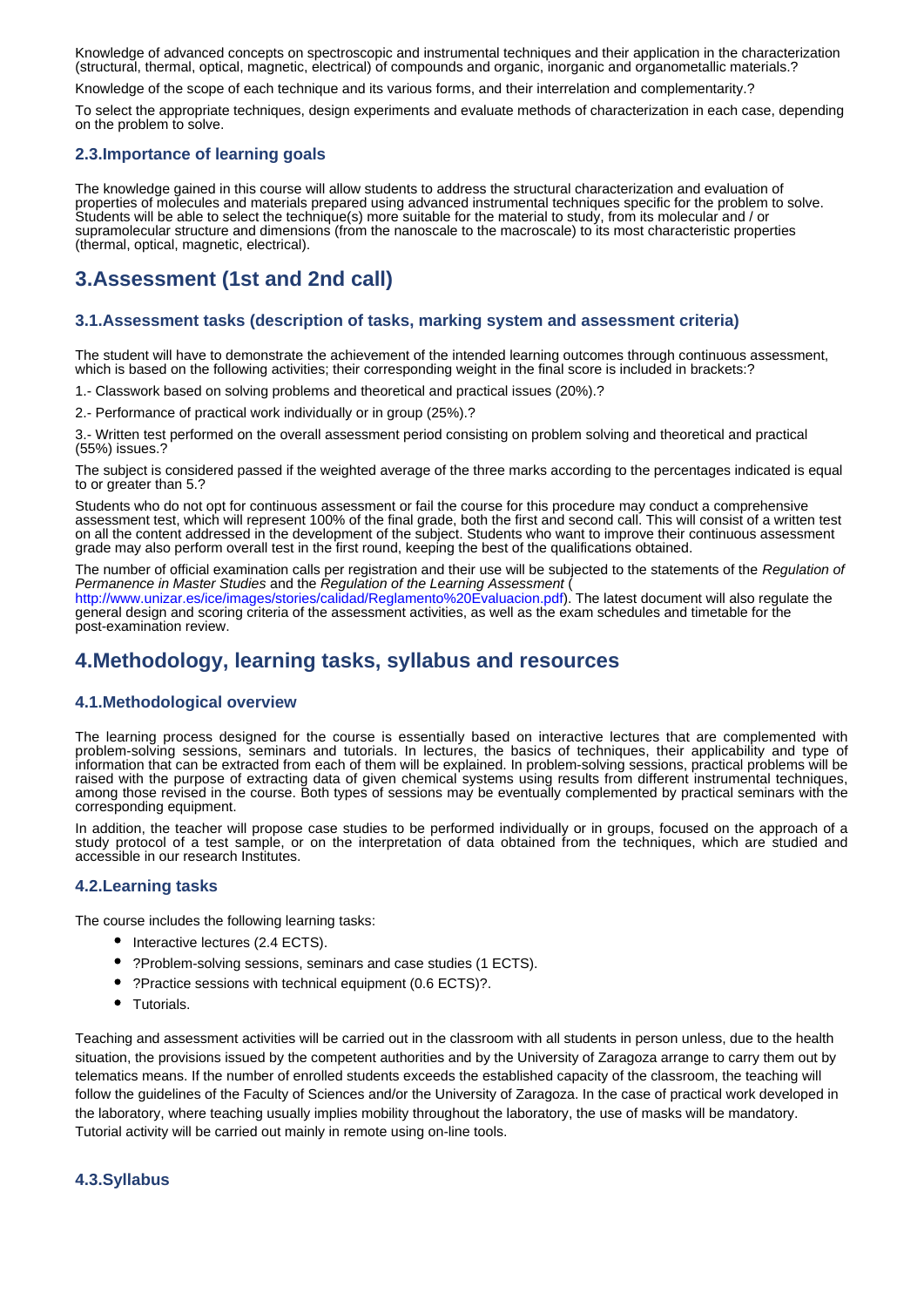Knowledge of advanced concepts on spectroscopic and instrumental techniques and their application in the characterization (structural, thermal, optical, magnetic, electrical) of compounds and organic, inorganic and organometallic materials.?

Knowledge of the scope of each technique and its various forms, and their interrelation and complementarity.?

To select the appropriate techniques, design experiments and evaluate methods of characterization in each case, depending on the problem to solve.

### 2.3.Importance of learning goals

The knowledge gained in this course will allow students to address the structural characterization and evaluation of properties of molecules and materials prepared using advanced instrumental techniques specific for the problem to solve. Students will be able to select the technique(s) more suitable for the material to study, from its molecular and / or supramolecular structure and dimensions (from the nanoscale to the macroscale) to its most characteristic properties (thermal, optical, magnetic, electrical).

## 3.Assessment (1st and 2nd call)

### 3.1.Assessment tasks (description of tasks, marking system and assessment criteria)

The student will have to demonstrate the achievement of the intended learning outcomes through continuous assessment, which is based on the following activities; their corresponding weight in the final score is included in brackets:?

1.- Classwork based on solving problems and theoretical and practical issues (20%).?

2.- Performance of practical work individually or in group (25%).?

3.- Written test performed on the overall assessment period consisting on problem solving and theoretical and practical (55%) issues.?

The subject is considered passed if the weighted average of the three marks according to the percentages indicated is equal to or greater than 5.?

Students who do not opt for continuous assessment or fail the course for this procedure may conduct a comprehensive assessment test, which will represent 100% of the final grade, both the first and second call. This will consist of a written test on all the content addressed in the development of the subject. Students who want to improve their continuous assessment grade may also perform overall test in the first round, keeping the best of the qualifications obtained.

The number of official examination calls per registration and their use will be subjected to the statements of the *Regulation of Permanence in Master Studies* and the *Regulation of the Learning Assessment* (http://www.unizar.es/ice/images/stories/calidad/Reglamento%20Evaluacion.pdf). The latest document will also regulate the general design and scoring criteria of the assessment activities, as well as the exam schedules and timetable for the post-examination review.

## 4.Methodology, learning tasks, syllabus and resources

### 4.1.Methodological overview

The learning process designed for the course is essentially based on interactive lectures that are complemented with problem-solving sessions, seminars and tutorials. In lectures, the basics of techniques, their applicability and type of information that can be extracted from each of them will be explained. In problem-solving sessions, practical problems will be raised with the purpose of extracting data of given chemical systems using results from different instrumental techniques, among those revised in the course. Both types of sessions may be eventually complemented by practical seminars with the corresponding equipment.

In addition, the teacher will propose case studies to be performed individually or in groups, focused on the approach of a study protocol of a test sample, or on the interpretation of data obtained from the techniques, which are studied and accessible in our research Institutes.

### 4.2.Learning tasks

The course includes the following learning tasks:

- Interactive lectures (2.4 ECTS).
- ?Problem-solving sessions, seminars and case studies (1 ECTS).
- ?Practice sessions with technical equipment (0.6 ECTS)?.
- Tutorials.

Teaching and assessment activities will be carried out in the classroom with all students in person unless, due to the health situation, the provisions issued by the competent authorities and by the University of Zaragoza arrange to carry them out by telematics means. If the number of enrolled students exceeds the established capacity of the classroom, the teaching will follow the guidelines of the Faculty of Sciences and/or the University of Zaragoza. In the case of practical work developed in the laboratory, where teaching usually implies mobility throughout the laboratory, the use of masks will be mandatory. Tutorial activity will be carried out mainly in remote using on-line tools.

### 4.3.Syllabus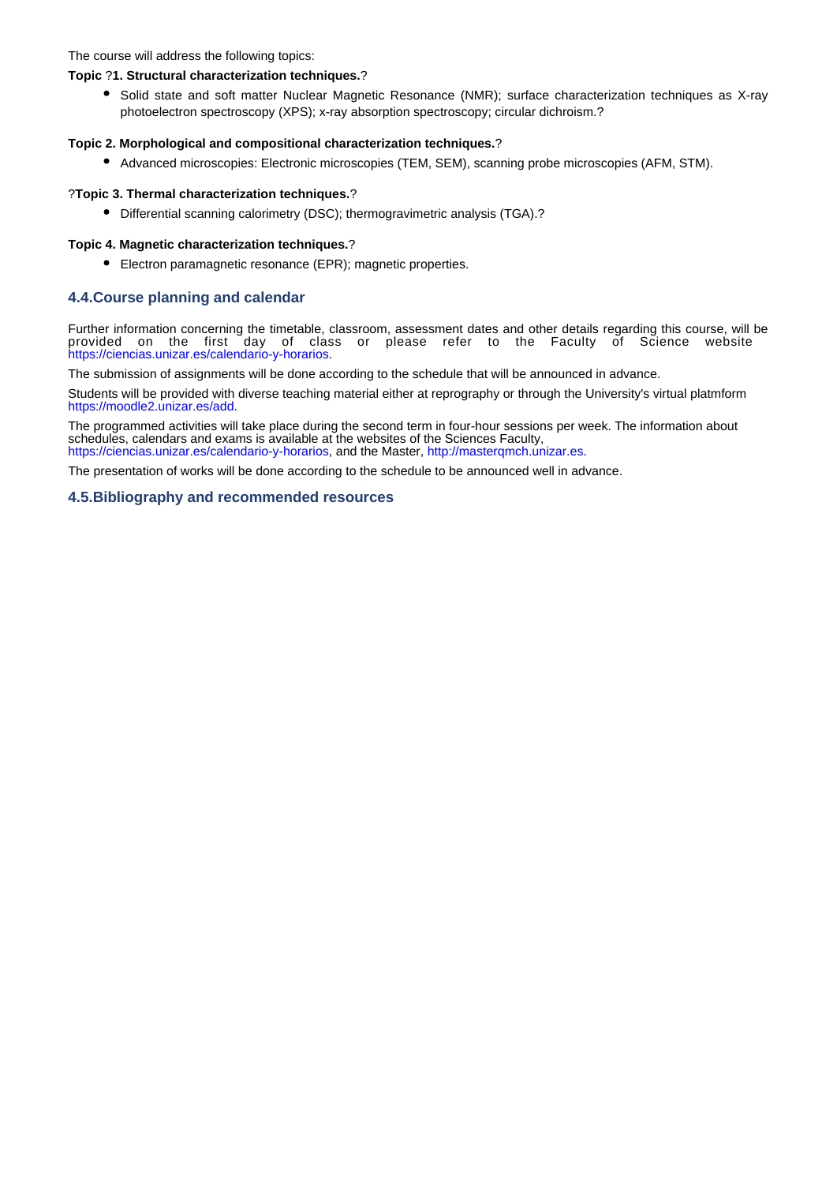The course will address the following topics:

**Topic** ?**1. Structural characterization techniques.**?

- Solid state and soft matter Nuclear Magnetic Resonance (NMR); surface characterization techniques as X-ray photoelectron spectroscopy (XPS); x-ray absorption spectroscopy; circular dichroism.?

**Topic 2. Morphological and compositional characterization techniques.**?

- Advanced microscopies: Electronic microscopies (TEM, SEM), scanning probe microscopies (AFM, STM).

?**Topic 3. Thermal characterization techniques.**?

- Differential scanning calorimetry (DSC); thermogravimetric analysis (TGA).?

**Topic 4. Magnetic characterization techniques.**?

- Electron paramagnetic resonance (EPR); magnetic properties.

## 4.4.Course planning and calendar

Further information concerning the timetable, classroom, assessment dates and other details regarding this course, will be provided on the first day of class or please refer to the Faculty of Science website https://ciencias.unizar.es/calendario-y-horarios.

The submission of assignments will be done according to the schedule that will be announced in advance.

Students will be provided with diverse teaching material either at reprography or through the University's virtual platmform https://moodle2.unizar.es/add.

The programmed activities will take place during the second term in four-hour sessions per week. The information about schedules, calendars and exams is available at the websites of the Sciences Faculty, https://ciencias.unizar.es/calendario-y-horarios, and the Master, http://masterqmch.unizar.es.

The presentation of works will be done according to the schedule to be announced well in advance.

## 4.5.Bibliography and recommended resources